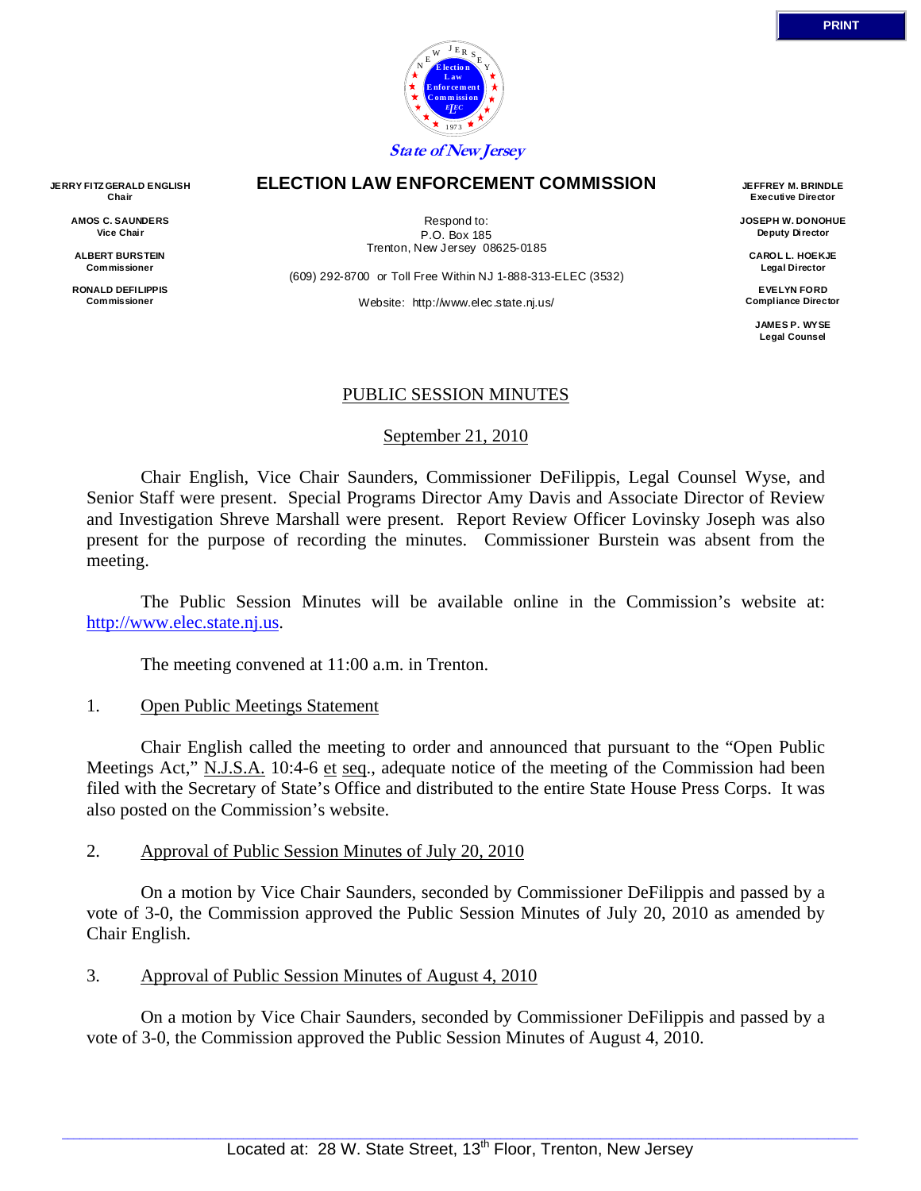PRINT

State of New Jersey

# ELECTION LAW ENFORCEMENT COMMISSION

**JERRY FITZGERALD ENGLISH**
Chair

**AMOS C. SAUNDERS**
Vice Chair

**ALBERT BURSTEIN**
Commissioner

**RONALD DEFILIPPIS**
Commissioner

Respond to:
P.O. Box 185
Trenton, New Jersey 08625-0185

(609) 292-8700 or Toll Free Within NJ 1-888-313-ELEC (3532)

Website: http://www.elec.state.nj.us/

**JEFFREY M. BRINDLE**
Executive Director

**JOSEPH W. DONOHUE**
Deputy Director

**CAROL L. HOEKJE**
Legal Director

**EVELYN FORD**
Compliance Director

**JAMES P. WYSE**
Legal Counsel

## PUBLIC SESSION MINUTES

September 21, 2010

Chair English, Vice Chair Saunders, Commissioner DeFilippis, Legal Counsel Wyse, and Senior Staff were present. Special Programs Director Amy Davis and Associate Director of Review and Investigation Shreve Marshall were present. Report Review Officer Lovinsky Joseph was also present for the purpose of recording the minutes. Commissioner Burstein was absent from the meeting.

The Public Session Minutes will be available online in the Commission's website at: http://www.elec.state.nj.us.

The meeting convened at 11:00 a.m. in Trenton.

1. Open Public Meetings Statement

Chair English called the meeting to order and announced that pursuant to the "Open Public Meetings Act," N.J.S.A. 10:4-6 et seq., adequate notice of the meeting of the Commission had been filed with the Secretary of State's Office and distributed to the entire State House Press Corps. It was also posted on the Commission's website.

2. Approval of Public Session Minutes of July 20, 2010

On a motion by Vice Chair Saunders, seconded by Commissioner DeFilippis and passed by a vote of 3-0, the Commission approved the Public Session Minutes of July 20, 2010 as amended by Chair English.

3. Approval of Public Session Minutes of August 4, 2010

On a motion by Vice Chair Saunders, seconded by Commissioner DeFilippis and passed by a vote of 3-0, the Commission approved the Public Session Minutes of August 4, 2010.

Located at: 28 W. State Street, 13th Floor, Trenton, New Jersey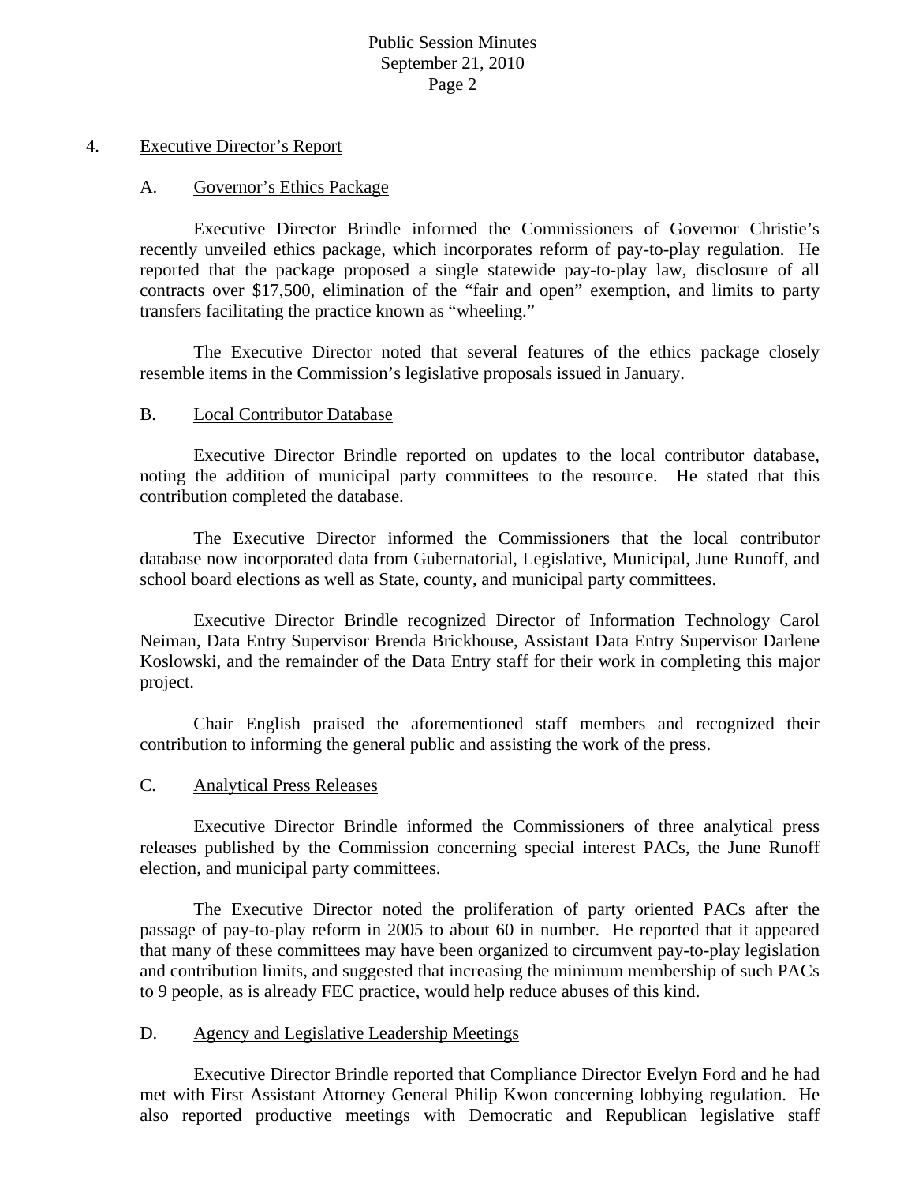## 4. Executive Director's Report

### A. Governor's Ethics Package

Executive Director Brindle informed the Commissioners of Governor Christie's recently unveiled ethics package, which incorporates reform of pay-to-play regulation. He reported that the package proposed a single statewide pay-to-play law, disclosure of all contracts over $17,500, elimination of the "fair and open" exemption, and limits to party transfers facilitating the practice known as "wheeling."

The Executive Director noted that several features of the ethics package closely resemble items in the Commission's legislative proposals issued in January.

### B. Local Contributor Database

Executive Director Brindle reported on updates to the local contributor database, noting the addition of municipal party committees to the resource. He stated that this contribution completed the database.

The Executive Director informed the Commissioners that the local contributor database now incorporated data from Gubernatorial, Legislative, Municipal, June Runoff, and school board elections as well as State, county, and municipal party committees.

Executive Director Brindle recognized Director of Information Technology Carol Neiman, Data Entry Supervisor Brenda Brickhouse, Assistant Data Entry Supervisor Darlene Koslowski, and the remainder of the Data Entry staff for their work in completing this major project.

Chair English praised the aforementioned staff members and recognized their contribution to informing the general public and assisting the work of the press.

### C. Analytical Press Releases

Executive Director Brindle informed the Commissioners of three analytical press releases published by the Commission concerning special interest PACs, the June Runoff election, and municipal party committees.

The Executive Director noted the proliferation of party oriented PACs after the passage of pay-to-play reform in 2005 to about 60 in number. He reported that it appeared that many of these committees may have been organized to circumvent pay-to-play legislation and contribution limits, and suggested that increasing the minimum membership of such PACs to 9 people, as is already FEC practice, would help reduce abuses of this kind.

### D. Agency and Legislative Leadership Meetings

Executive Director Brindle reported that Compliance Director Evelyn Ford and he had met with First Assistant Attorney General Philip Kwon concerning lobbying regulation. He also reported productive meetings with Democratic and Republican legislative staff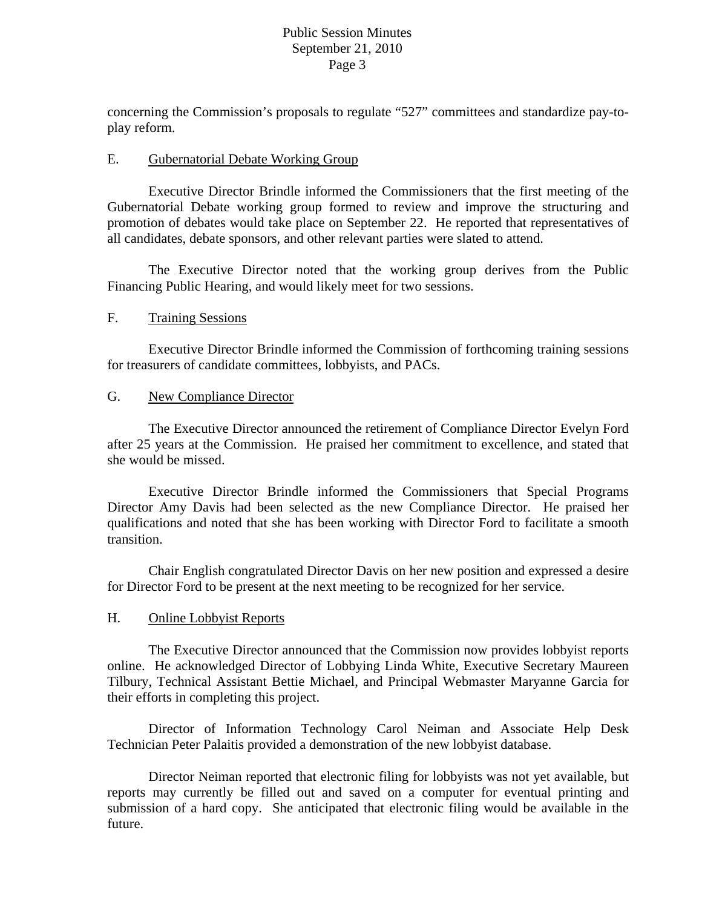concerning the Commission's proposals to regulate "527" committees and standardize pay-to-play reform.

E. Gubernatorial Debate Working Group

Executive Director Brindle informed the Commissioners that the first meeting of the Gubernatorial Debate working group formed to review and improve the structuring and promotion of debates would take place on September 22. He reported that representatives of all candidates, debate sponsors, and other relevant parties were slated to attend.

The Executive Director noted that the working group derives from the Public Financing Public Hearing, and would likely meet for two sessions.

F. Training Sessions

Executive Director Brindle informed the Commission of forthcoming training sessions for treasurers of candidate committees, lobbyists, and PACs.

G. New Compliance Director

The Executive Director announced the retirement of Compliance Director Evelyn Ford after 25 years at the Commission. He praised her commitment to excellence, and stated that she would be missed.

Executive Director Brindle informed the Commissioners that Special Programs Director Amy Davis had been selected as the new Compliance Director. He praised her qualifications and noted that she has been working with Director Ford to facilitate a smooth transition.

Chair English congratulated Director Davis on her new position and expressed a desire for Director Ford to be present at the next meeting to be recognized for her service.

H. Online Lobbyist Reports

The Executive Director announced that the Commission now provides lobbyist reports online. He acknowledged Director of Lobbying Linda White, Executive Secretary Maureen Tilbury, Technical Assistant Bettie Michael, and Principal Webmaster Maryanne Garcia for their efforts in completing this project.

Director of Information Technology Carol Neiman and Associate Help Desk Technician Peter Palaitis provided a demonstration of the new lobbyist database.

Director Neiman reported that electronic filing for lobbyists was not yet available, but reports may currently be filled out and saved on a computer for eventual printing and submission of a hard copy. She anticipated that electronic filing would be available in the future.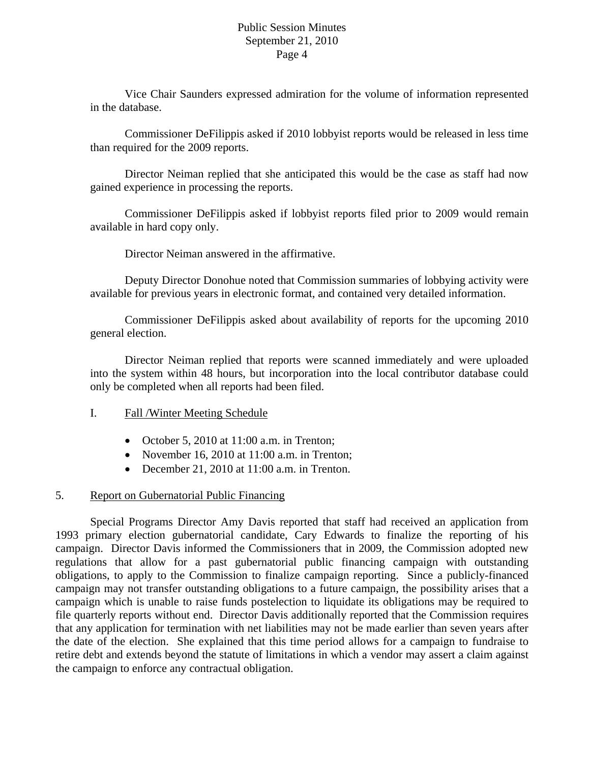Vice Chair Saunders expressed admiration for the volume of information represented in the database.

Commissioner DeFilippis asked if 2010 lobbyist reports would be released in less time than required for the 2009 reports.

Director Neiman replied that she anticipated this would be the case as staff had now gained experience in processing the reports.

Commissioner DeFilippis asked if lobbyist reports filed prior to 2009 would remain available in hard copy only.

Director Neiman answered in the affirmative.

Deputy Director Donohue noted that Commission summaries of lobbying activity were available for previous years in electronic format, and contained very detailed information.

Commissioner DeFilippis asked about availability of reports for the upcoming 2010 general election.

Director Neiman replied that reports were scanned immediately and were uploaded into the system within 48 hours, but incorporation into the local contributor database could only be completed when all reports had been filed.

I. Fall /Winter Meeting Schedule

- October 5, 2010 at 11:00 a.m. in Trenton;
- November 16, 2010 at 11:00 a.m. in Trenton;
- December 21, 2010 at 11:00 a.m. in Trenton.

5. Report on Gubernatorial Public Financing

Special Programs Director Amy Davis reported that staff had received an application from 1993 primary election gubernatorial candidate, Cary Edwards to finalize the reporting of his campaign. Director Davis informed the Commissioners that in 2009, the Commission adopted new regulations that allow for a past gubernatorial public financing campaign with outstanding obligations, to apply to the Commission to finalize campaign reporting. Since a publicly-financed campaign may not transfer outstanding obligations to a future campaign, the possibility arises that a campaign which is unable to raise funds postelection to liquidate its obligations may be required to file quarterly reports without end. Director Davis additionally reported that the Commission requires that any application for termination with net liabilities may not be made earlier than seven years after the date of the election. She explained that this time period allows for a campaign to fundraise to retire debt and extends beyond the statute of limitations in which a vendor may assert a claim against the campaign to enforce any contractual obligation.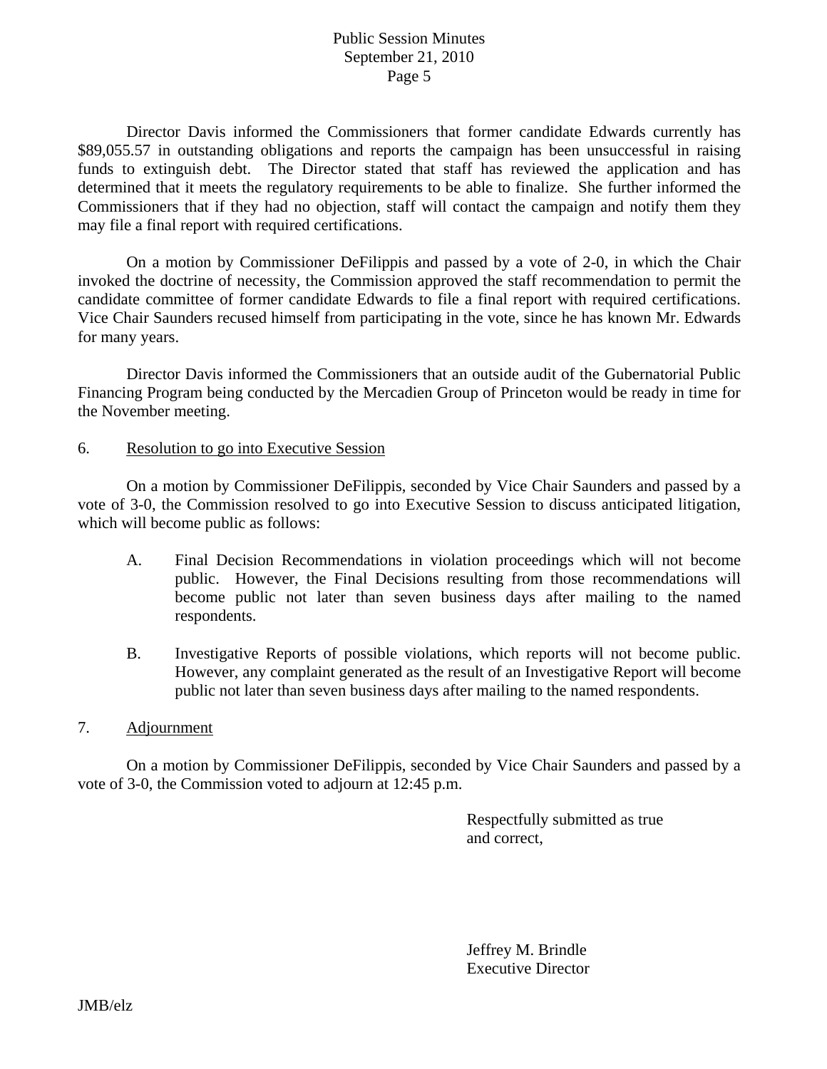Director Davis informed the Commissioners that former candidate Edwards currently has $89,055.57 in outstanding obligations and reports the campaign has been unsuccessful in raising funds to extinguish debt. The Director stated that staff has reviewed the application and has determined that it meets the regulatory requirements to be able to finalize. She further informed the Commissioners that if they had no objection, staff will contact the campaign and notify them they may file a final report with required certifications.

On a motion by Commissioner DeFilippis and passed by a vote of 2-0, in which the Chair invoked the doctrine of necessity, the Commission approved the staff recommendation to permit the candidate committee of former candidate Edwards to file a final report with required certifications. Vice Chair Saunders recused himself from participating in the vote, since he has known Mr. Edwards for many years.

Director Davis informed the Commissioners that an outside audit of the Gubernatorial Public Financing Program being conducted by the Mercadien Group of Princeton would be ready in time for the November meeting.

6. Resolution to go into Executive Session

On a motion by Commissioner DeFilippis, seconded by Vice Chair Saunders and passed by a vote of 3-0, the Commission resolved to go into Executive Session to discuss anticipated litigation, which will become public as follows:

A. Final Decision Recommendations in violation proceedings which will not become public. However, the Final Decisions resulting from those recommendations will become public not later than seven business days after mailing to the named respondents.

B. Investigative Reports of possible violations, which reports will not become public. However, any complaint generated as the result of an Investigative Report will become public not later than seven business days after mailing to the named respondents.

7. Adjournment

On a motion by Commissioner DeFilippis, seconded by Vice Chair Saunders and passed by a vote of 3-0, the Commission voted to adjourn at 12:45 p.m.

Respectfully submitted as true and correct,

Jeffrey M. Brindle
Executive Director

JMB/elz